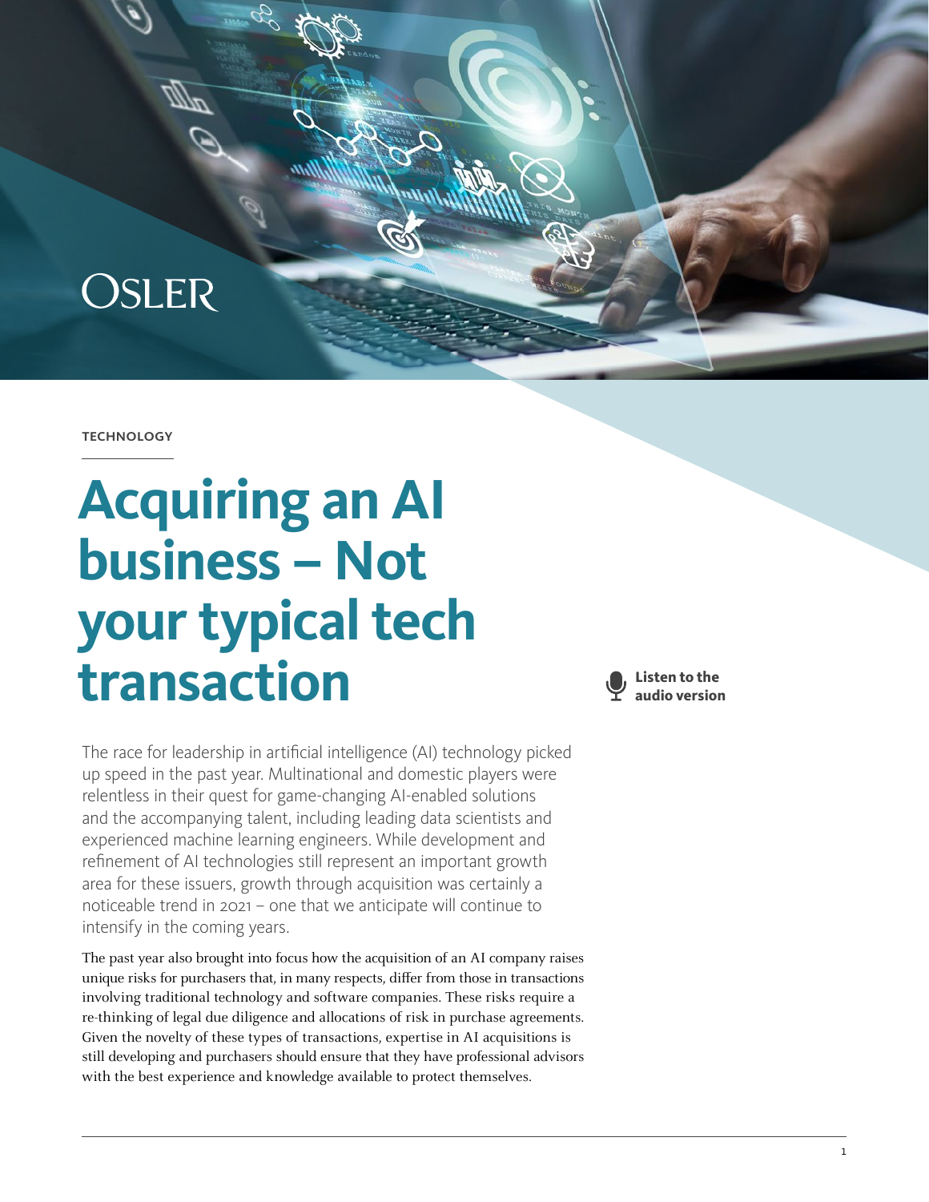OSLER

TECHNOLOGY

# Acquiring an AI business – Not your typical tech transaction

Listen to the audio version

The race for leadership in artificial intelligence (AI) technology picked up speed in the past year. Multinational and domestic players were relentless in their quest for game-changing AI-enabled solutions and the accompanying talent, including leading data scientists and experienced machine learning engineers. While development and refinement of AI technologies still represent an important growth area for these issuers, growth through acquisition was certainly a noticeable trend in 2021 – one that we anticipate will continue to intensify in the coming years.

The past year also brought into focus how the acquisition of an AI company raises unique risks for purchasers that, in many respects, differ from those in transactions involving traditional technology and software companies. These risks require a re-thinking of legal due diligence and allocations of risk in purchase agreements. Given the novelty of these types of transactions, expertise in AI acquisitions is still developing and purchasers should ensure that they have professional advisors with the best experience and knowledge available to protect themselves.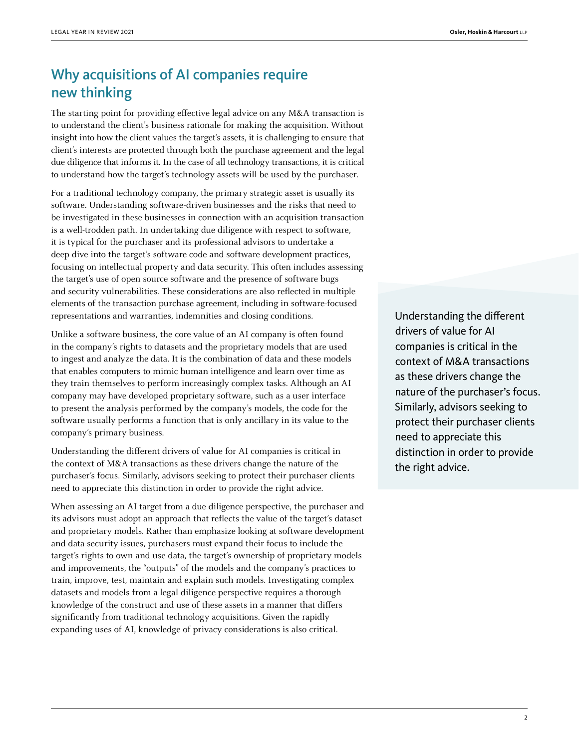## Why acquisitions of AI companies require new thinking

The starting point for providing effective legal advice on any M&A transaction is to understand the client's business rationale for making the acquisition. Without insight into how the client values the target's assets, it is challenging to ensure that client's interests are protected through both the purchase agreement and the legal due diligence that informs it. In the case of all technology transactions, it is critical to understand how the target's technology assets will be used by the purchaser.

For a traditional technology company, the primary strategic asset is usually its software. Understanding software-driven businesses and the risks that need to be investigated in these businesses in connection with an acquisition transaction is a well-trodden path. In undertaking due diligence with respect to software, it is typical for the purchaser and its professional advisors to undertake a deep dive into the target's software code and software development practices, focusing on intellectual property and data security. This often includes assessing the target's use of open source software and the presence of software bugs and security vulnerabilities. These considerations are also reflected in multiple elements of the transaction purchase agreement, including in software-focused representations and warranties, indemnities and closing conditions.

Unlike a software business, the core value of an AI company is often found in the company's rights to datasets and the proprietary models that are used to ingest and analyze the data. It is the combination of data and these models that enables computers to mimic human intelligence and learn over time as they train themselves to perform increasingly complex tasks. Although an AI company may have developed proprietary software, such as a user interface to present the analysis performed by the company's models, the code for the software usually performs a function that is only ancillary in its value to the company's primary business.

Understanding the different drivers of value for AI companies is critical in the context of M&A transactions as these drivers change the nature of the purchaser's focus. Similarly, advisors seeking to protect their purchaser clients need to appreciate this distinction in order to provide the right advice.

When assessing an AI target from a due diligence perspective, the purchaser and its advisors must adopt an approach that reflects the value of the target's dataset and proprietary models. Rather than emphasize looking at software development and data security issues, purchasers must expand their focus to include the target's rights to own and use data, the target's ownership of proprietary models and improvements, the "outputs" of the models and the company's practices to train, improve, test, maintain and explain such models. Investigating complex datasets and models from a legal diligence perspective requires a thorough knowledge of the construct and use of these assets in a manner that differs significantly from traditional technology acquisitions. Given the rapidly expanding uses of AI, knowledge of privacy considerations is also critical.

> Understanding the different drivers of value for AI companies is critical in the context of M&A transactions as these drivers change the nature of the purchaser's focus. Similarly, advisors seeking to protect their purchaser clients need to appreciate this distinction in order to provide the right advice.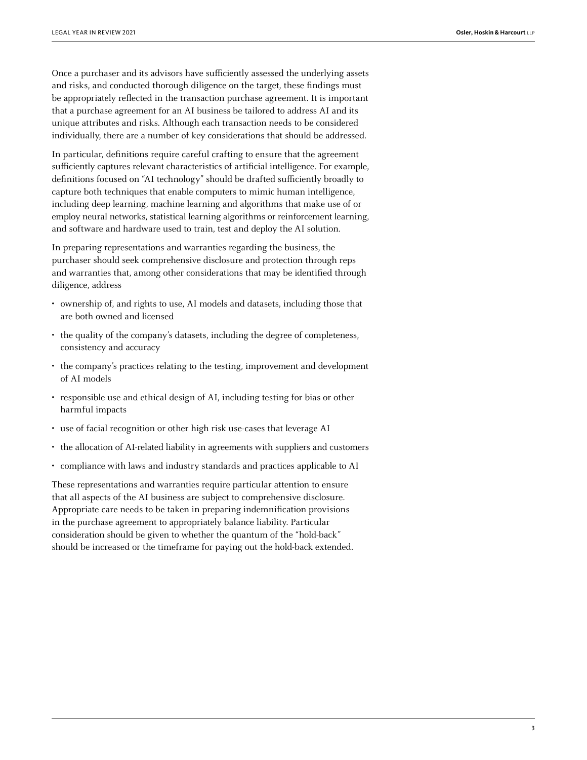Once a purchaser and its advisors have sufficiently assessed the underlying assets and risks, and conducted thorough diligence on the target, these findings must be appropriately reflected in the transaction purchase agreement. It is important that a purchase agreement for an AI business be tailored to address AI and its unique attributes and risks. Although each transaction needs to be considered individually, there are a number of key considerations that should be addressed.

In particular, definitions require careful crafting to ensure that the agreement sufficiently captures relevant characteristics of artificial intelligence. For example, definitions focused on "AI technology" should be drafted sufficiently broadly to capture both techniques that enable computers to mimic human intelligence, including deep learning, machine learning and algorithms that make use of or employ neural networks, statistical learning algorithms or reinforcement learning, and software and hardware used to train, test and deploy the AI solution.

In preparing representations and warranties regarding the business, the purchaser should seek comprehensive disclosure and protection through reps and warranties that, among other considerations that may be identified through diligence, address

- ownership of, and rights to use, AI models and datasets, including those that are both owned and licensed
- the quality of the company's datasets, including the degree of completeness, consistency and accuracy
- the company's practices relating to the testing, improvement and development of AI models
- responsible use and ethical design of AI, including testing for bias or other harmful impacts
- use of facial recognition or other high risk use-cases that leverage AI
- the allocation of AI-related liability in agreements with suppliers and customers
- compliance with laws and industry standards and practices applicable to AI

These representations and warranties require particular attention to ensure that all aspects of the AI business are subject to comprehensive disclosure. Appropriate care needs to be taken in preparing indemnification provisions in the purchase agreement to appropriately balance liability. Particular consideration should be given to whether the quantum of the "hold-back" should be increased or the timeframe for paying out the hold-back extended.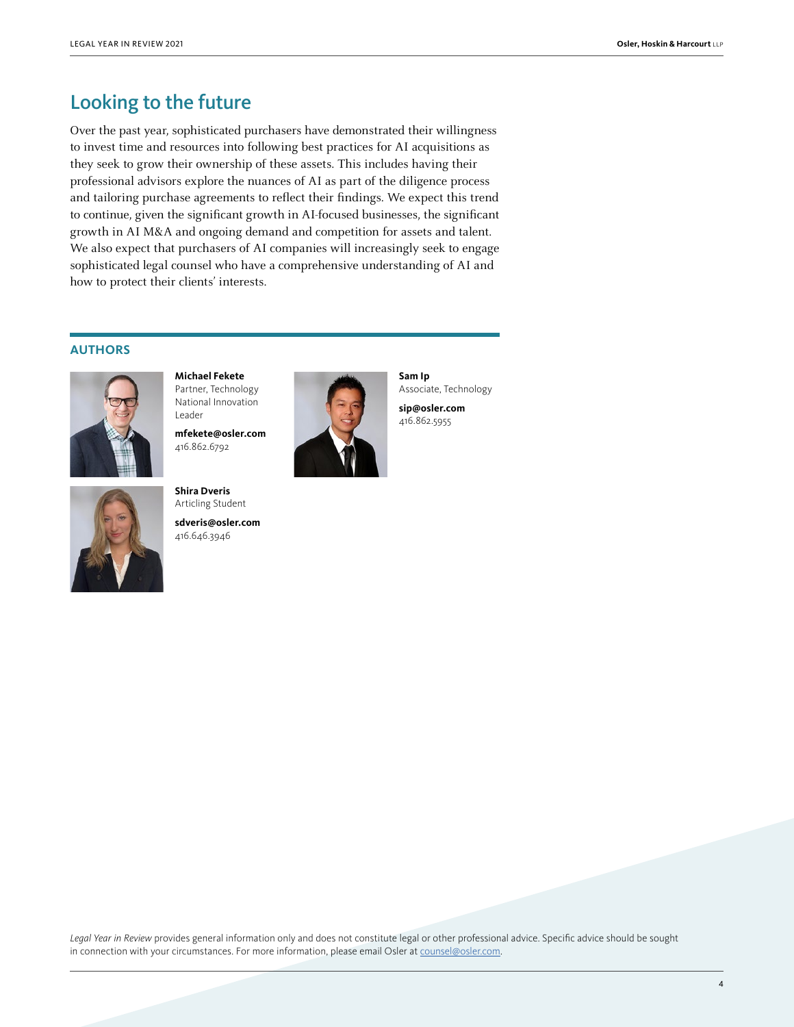## Looking to the future

Over the past year, sophisticated purchasers have demonstrated their willingness to invest time and resources into following best practices for AI acquisitions as they seek to grow their ownership of these assets. This includes having their professional advisors explore the nuances of AI as part of the diligence process and tailoring purchase agreements to reflect their findings. We expect this trend to continue, given the significant growth in AI-focused businesses, the significant growth in AI M&A and ongoing demand and competition for assets and talent. We also expect that purchasers of AI companies will increasingly seek to engage sophisticated legal counsel who have a comprehensive understanding of AI and how to protect their clients' interests.

### AUTHORS

**Michael Fekete**
Partner, Technology
National Innovation Leader

**mfekete@osler.com**
416.862.6792

**Sam Ip**
Associate, Technology

**sip@osler.com**
416.862.5955

**Shira Dveris**
Articling Student

**sdveris@osler.com**
416.646.3946

*Legal Year in Review* provides general information only and does not constitute legal or other professional advice. Specific advice should be sought in connection with your circumstances. For more information, please email Osler at counsel@osler.com.